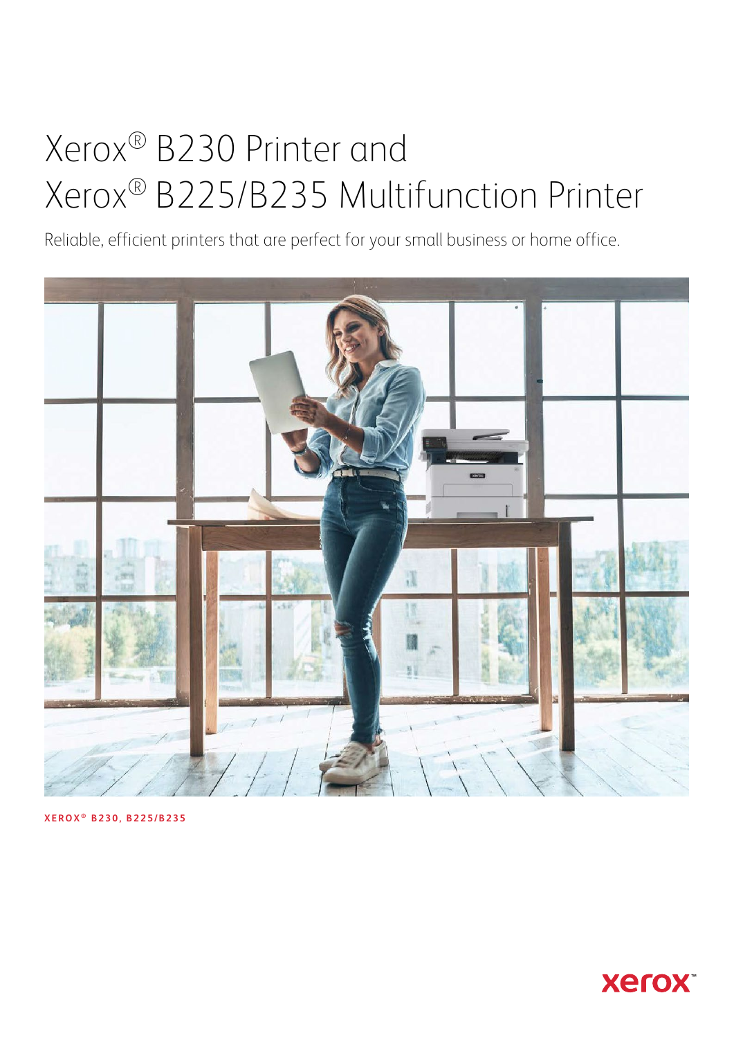# Xerox® B230 Printer and Xerox® B225/B235 Multifunction Printer

Reliable, efficient printers that are perfect for your small business or home office.

**XEROX® B230, B225/B235**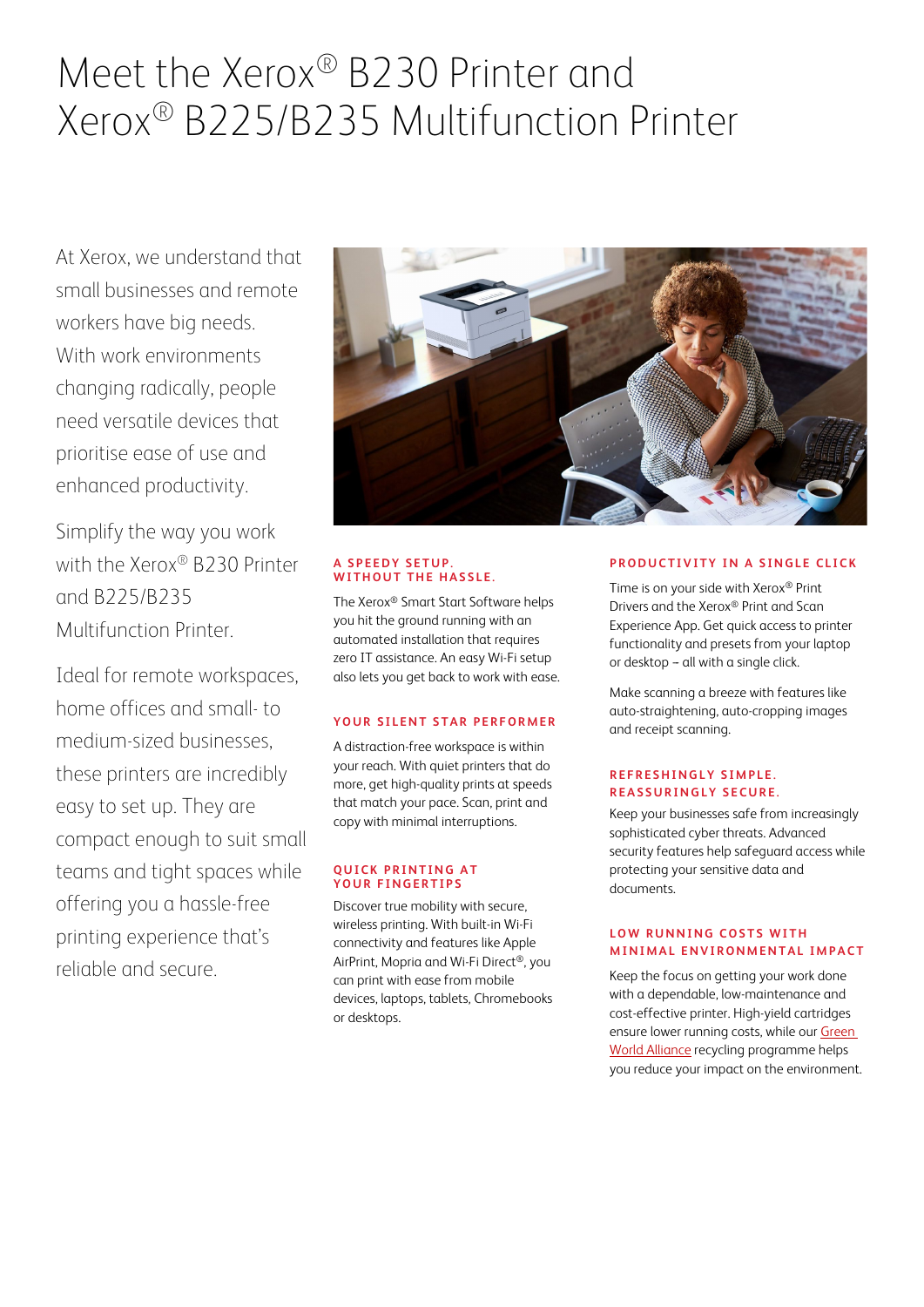# Meet the Xerox® B230 Printer and Xerox® B225/B235 Multifunction Printer

At Xerox, we understand that small businesses and remote workers have big needs. With work environments changing radically, people need versatile devices that prioritise ease of use and enhanced productivity.

Simplify the way you work with the Xerox® B230 Printer and B225/B235 Multifunction Printer.

Ideal for remote workspaces, home offices and small- to medium-sized businesses, these printers are incredibly easy to set up. They are compact enough to suit small teams and tight spaces while offering you a hassle-free printing experience that's reliable and secure.

### A SPEEDY SETUP. WITHOUT THE HASSLE.

The Xerox® Smart Start Software helps you hit the ground running with an automated installation that requires zero IT assistance. An easy Wi-Fi setup also lets you get back to work with ease.

### YOUR SILENT STAR PERFORMER

A distraction-free workspace is within your reach. With quiet printers that do more, get high-quality prints at speeds that match your pace. Scan, print and copy with minimal interruptions.

### QUICK PRINTING AT YOUR FINGERTIPS

Discover true mobility with secure, wireless printing. With built-in Wi-Fi connectivity and features like Apple AirPrint, Mopria and Wi-Fi Direct®, you can print with ease from mobile devices, laptops, tablets, Chromebooks or desktops.

### PRODUCTIVITY IN A SINGLE CLICK

Time is on your side with Xerox® Print Drivers and the Xerox® Print and Scan Experience App. Get quick access to printer functionality and presets from your laptop or desktop – all with a single click.

Make scanning a breeze with features like auto-straightening, auto-cropping images and receipt scanning.

### REFRESHINGLY SIMPLE. REASSURINGLY SECURE.

Keep your businesses safe from increasingly sophisticated cyber threats. Advanced security features help safeguard access while protecting your sensitive data and documents.

### LOW RUNNING COSTS WITH MINIMAL ENVIRONMENTAL IMPACT

Keep the focus on getting your work done with a dependable, low-maintenance and cost-effective printer. High-yield cartridges ensure lower running costs, while our Green World Alliance recycling programme helps you reduce your impact on the environment.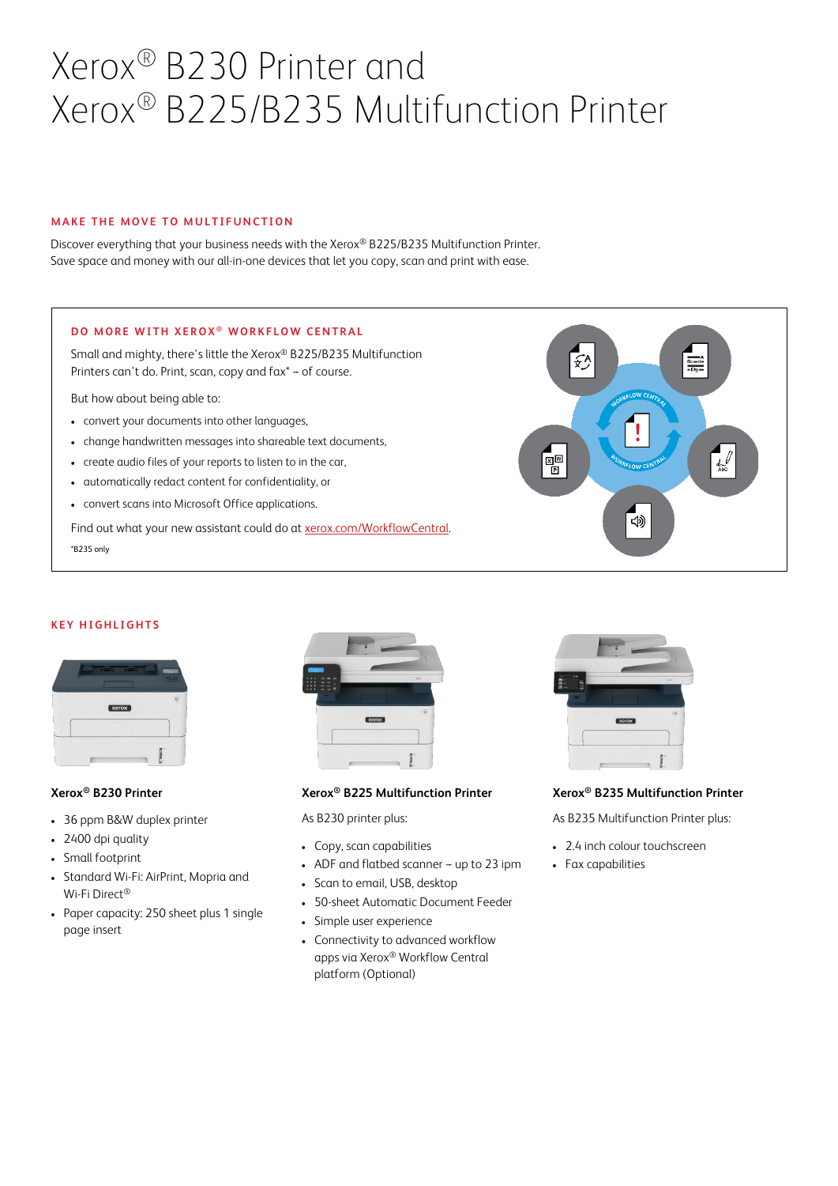# Xerox® B230 Printer and Xerox® B225/B235 Multifunction Printer

## MAKE THE MOVE TO MULTIFUNCTION

Discover everything that your business needs with the Xerox® B225/B235 Multifunction Printer. Save space and money with our all-in-one devices that let you copy, scan and print with ease.

## DO MORE WITH XEROX® WORKFLOW CENTRAL

Small and mighty, there's little the Xerox® B225/B235 Multifunction Printers can't do. Print, scan, copy and fax* – of course.

But how about being able to:

- convert your documents into other languages,
- change handwritten messages into shareable text documents,
- create audio files of your reports to listen to in the car,
- automatically redact content for confidentiality, or
- convert scans into Microsoft Office applications.

Find out what your new assistant could do at xerox.com/WorkflowCentral.

*B235 only

## KEY HIGHLIGHTS

### Xerox® B230 Printer

- 36 ppm B&W duplex printer
- 2400 dpi quality
- Small footprint
- Standard Wi-Fi: AirPrint, Mopria and Wi-Fi Direct®
- Paper capacity: 250 sheet plus 1 single page insert

### Xerox® B225 Multifunction Printer

As B230 printer plus:

- Copy, scan capabilities
- ADF and flatbed scanner – up to 23 ipm
- Scan to email, USB, desktop
- 50-sheet Automatic Document Feeder
- Simple user experience
- Connectivity to advanced workflow apps via Xerox® Workflow Central platform (Optional)

### Xerox® B235 Multifunction Printer

As B235 Multifunction Printer plus:

- 2.4 inch colour touchscreen
- Fax capabilities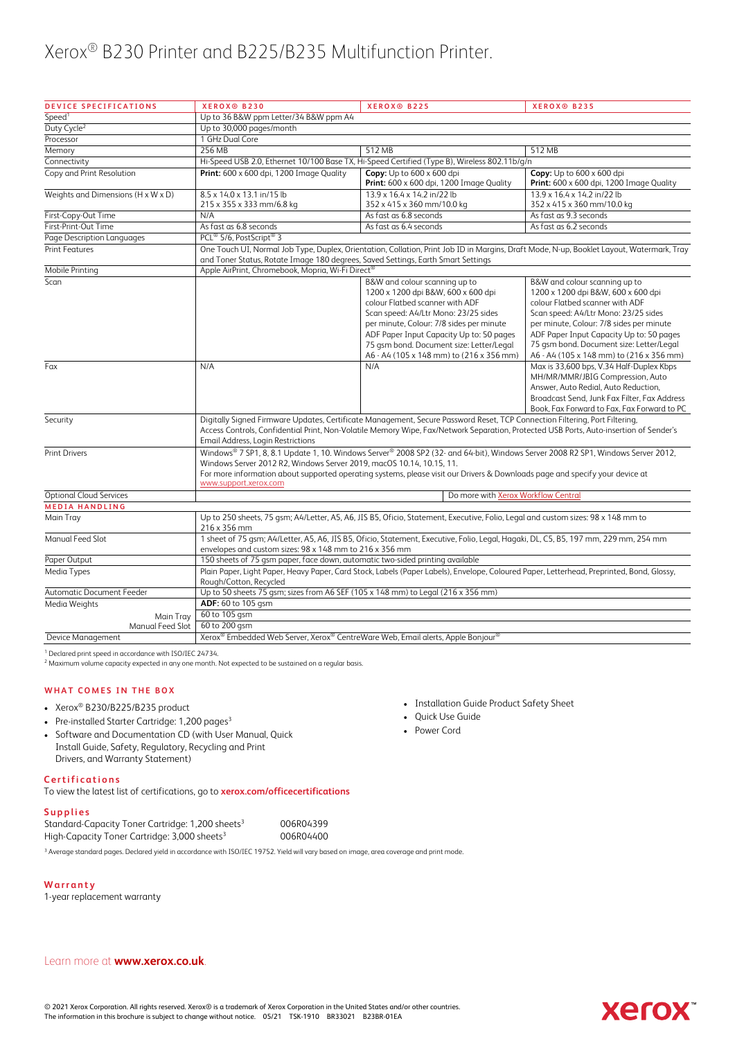# Xerox® B230 Printer and B225/B235 Multifunction Printer.

| DEVICE SPECIFICATIONS | XEROX® B230 | XEROX® B225 | XEROX® B235 |
|---|---|---|---|
| Speed[1] | Up to 36 B&W ppm Letter/34 B&W ppm A4 | | |
| Duty Cycle[2] | Up to 30,000 pages/month | | |
| Processor | 1 GHz Dual Core | | |
| Memory | 256 MB | 512 MB | 512 MB |
| Connectivity | Hi-Speed USB 2.0, Ethernet 10/100 Base TX, Hi-Speed Certified (Type B), Wireless 802.11b/g/n | | |
| Copy and Print Resolution | **Print:** 600 x 600 dpi, 1200 Image Quality | **Copy:** Up to 600 x 600 dpi<br>**Print:** 600 x 600 dpi, 1200 Image Quality | **Copy:** Up to 600 x 600 dpi<br>**Print:** 600 x 600 dpi, 1200 Image Quality |
| Weights and Dimensions (H x W x D) | 8.5 x 14.0 x 13.1 in/15 lb<br>215 x 355 x 333 mm/6.8 kg | 13.9 x 16.4 x 14.2 in/22 lb<br>352 x 415 x 360 mm/10.0 kg | 13.9 x 16.4 x 14.2 in/22 lb<br>352 x 415 x 360 mm/10.0 kg |
| First-Copy-Out Time | N/A | As fast as 6.8 seconds | As fast as 9.3 seconds |
| First-Print-Out Time | As fast as 6.8 seconds | As fast as 6.4 seconds | As fast as 6.2 seconds |
| Page Description Languages | PCL® 5/6, PostScript® 3 | | |
| Print Features | One Touch UI, Normal Job Type, Duplex, Orientation, Collation, Print Job ID in Margins, Draft Mode, N-up, Booklet Layout, Watermark, Tray and Toner Status, Rotate Image 180 degrees, Saved Settings, Earth Smart Settings | | |
| Mobile Printing | Apple AirPrint, Chromebook, Mopria, Wi-Fi Direct® | | |
| Scan | | B&W and colour scanning up to 1200 x 1200 dpi B&W, 600 x 600 dpi colour Flatbed scanner with ADF Scan speed: A4/Ltr Mono: 23/25 sides per minute, Colour: 7/8 sides per minute ADF Paper Input Capacity Up to: 50 pages 75 gsm bond. Document size: Letter/Legal A6 - A4 (105 x 148 mm) to (216 x 356 mm) | B&W and colour scanning up to 1200 x 1200 dpi B&W, 600 x 600 dpi colour Flatbed scanner with ADF Scan speed: A4/Ltr Mono: 23/25 sides per minute, Colour: 7/8 sides per minute ADF Paper Input Capacity Up to: 50 pages 75 gsm bond. Document size: Letter/Legal A6 - A4 (105 x 148 mm) to (216 x 356 mm) |
| Fax | N/A | N/A | Max is 33,600 bps, V.34 Half-Duplex Kbps MH/MR/MMR/JBIG Compression, Auto Answer, Auto Redial, Auto Reduction, Broadcast Send, Junk Fax Filter, Fax Address Book, Fax Forward to Fax, Fax Forward to PC |
| Security | Digitally Signed Firmware Updates, Certificate Management, Secure Password Reset, TCP Connection Filtering, Port Filtering, Access Controls, Confidential Print, Non-Volatile Memory Wipe, Fax/Network Separation, Protected USB Ports, Auto-insertion of Sender's Email Address, Login Restrictions | | |
| Print Drivers | Windows® 7 SP1, 8, 8.1 Update 1, 10. Windows Server® 2008 SP2 (32- and 64-bit), Windows Server 2008 R2 SP1, Windows Server 2012, Windows Server 2012 R2, Windows Server 2019, macOS 10.14, 10.15, 11.<br>For more information about supported operating systems, please visit our Drivers & Downloads page and specify your device at www.support.xerox.com | | |
| Optional Cloud Services | Do more with Xerox Workflow Central | | |
| **MEDIA HANDLING** | | | |
| Main Tray | Up to 250 sheets, 75 gsm; A4/Letter, A5, A6, JIS B5, Oficio, Statement, Executive, Folio, Legal and custom sizes: 98 x 148 mm to 216 x 356 mm | | |
| Manual Feed Slot | 1 sheet of 75 gsm; A4/Letter, A5, A6, JIS B5, Oficio, Statement, Executive, Folio, Legal, Hagaki, DL, C5, B5, 197 mm, 229 mm, 254 mm envelopes and custom sizes: 98 x 148 mm to 216 x 356 mm | | |
| Paper Output | 150 sheets of 75 gsm paper, face down, automatic two-sided printing available | | |
| Media Types | Plain Paper, Light Paper, Heavy Paper, Card Stock, Labels (Paper Labels), Envelope, Coloured Paper, Letterhead, Preprinted, Bond, Glossy, Rough/Cotton, Recycled | | |
| Automatic Document Feeder | Up to 50 sheets 75 gsm; sizes from A6 SEF (105 x 148 mm) to Legal (216 x 356 mm) | | |
| Media Weights | **ADF:** 60 to 105 gsm | | |
| Main Tray | 60 to 105 gsm | | |
| Manual Feed Slot | 60 to 200 gsm | | |
| Device Management | Xerox® Embedded Web Server, Xerox® CentreWare Web, Email alerts, Apple Bonjour® | | |

[1] Declared print speed in accordance with ISO/IEC 24734.
[2] Maximum volume capacity expected in any one month. Not expected to be sustained on a regular basis.

### WHAT COMES IN THE BOX

- Xerox® B230/B225/B235 product
- Pre-installed Starter Cartridge: 1,200 pages[3]
- Software and Documentation CD (with User Manual, Quick Install Guide, Safety, Regulatory, Recycling and Print Drivers, and Warranty Statement)
- Installation Guide Product Safety Sheet
- Quick Use Guide
- Power Cord

### Certifications

To view the latest list of certifications, go to **xerox.com/officecertifications**

### Supplies

| | |
|---|---|
| Standard-Capacity Toner Cartridge: 1,200 sheets[3] | 006R04399 |
| High-Capacity Toner Cartridge: 3,000 sheets[3] | 006R04400 |

[3] Average standard pages. Declared yield in accordance with ISO/IEC 19752. Yield will vary based on image, area coverage and print mode.

### Warranty

1-year replacement warranty

Learn more at **www.xerox.co.uk**.

© 2021 Xerox Corporation. All rights reserved. Xerox® is a trademark of Xerox Corporation in the United States and/or other countries. The information in this brochure is subject to change without notice. 05/21 TSK-1910 BR33021 B23BR-01EA